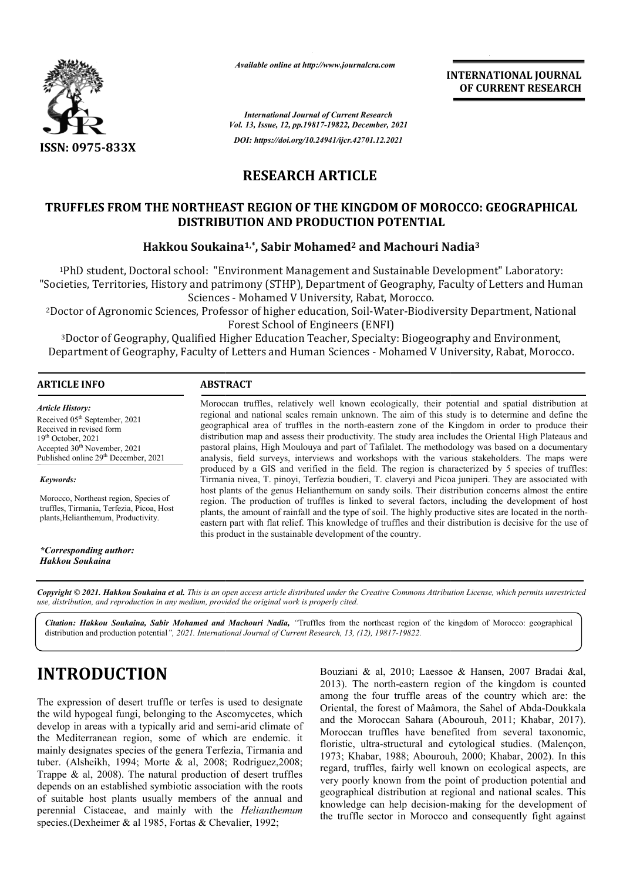*Available online at http://www.journalcra.com*

*International Journal of Current Research*
*Vol. 13, Issue, 12, pp.19817-19822, December, 2021*

*DOI: https://doi.org/10.24941/ijcr.42701.12.2021*

**INTERNATIONAL JOURNAL OF CURRENT RESEARCH**

**ISSN: 0975-833X**

# RESEARCH ARTICLE

## TRUFFLES FROM THE NORTHEAST REGION OF THE KINGDOM OF MOROCCO: GEOGRAPHICAL DISTRIBUTION AND PRODUCTION POTENTIAL

**Hakkou Soukaina[1,*], Sabir Mohamed[2] and Machouri Nadia[3]**

[1]PhD student, Doctoral school: "Environment Management and Sustainable Development" Laboratory: "Societies, Territories, History and patrimony (STHP), Department of Geography, Faculty of Letters and Human Sciences - Mohamed V University, Rabat, Morocco.

[2]Doctor of Agronomic Sciences, Professor of higher education, Soil-Water-Biodiversity Department, National Forest School of Engineers (ENFI)

[3]Doctor of Geography, Qualified Higher Education Teacher, Specialty: Biogeography and Environment, Department of Geography, Faculty of Letters and Human Sciences - Mohamed V University, Rabat, Morocco.

**ARTICLE INFO**

*Article History:*

Received 05th September, 2021
Received in revised form
19th October, 2021
Accepted 30th November, 2021
Published online 29th December, 2021

*Keywords:*

Morocco, Northeast region, Species of truffles, Tirmania, Terfezia, Picoa, Host plants,Helianthemum, Productivity.

*\*Corresponding author:*
*Hakkou Soukaina*

**ABSTRACT**

Moroccan truffles, relatively well known ecologically, their potential and spatial distribution at regional and national scales remain unknown. The aim of this study is to determine and define the geographical area of truffles in the north-eastern zone of the Kingdom in order to produce their distribution map and assess their productivity. The study area includes the Oriental High Plateaus and pastoral plains, High Moulouya and part of Tafilalet. The methodology was based on a documentary analysis, field surveys, interviews and workshops with the various stakeholders. The maps were produced by a GIS and verified in the field. The region is characterized by 5 species of truffles: Tirmania nivea, T. pinoyi, Terfezia boudieri, T. claveryi and Picoa juniperi. They are associated with host plants of the genus Helianthemum on sandy soils. Their distribution concerns almost the entire region. The production of truffles is linked to several factors, including the development of host plants, the amount of rainfall and the type of soil. The highly productive sites are located in the north-eastern part with flat relief. This knowledge of truffles and their distribution is decisive for the use of this product in the sustainable development of the country.

*Copyright © 2021. Hakkou Soukaina et al. This is an open access article distributed under the Creative Commons Attribution License, which permits unrestricted use, distribution, and reproduction in any medium, provided the original work is properly cited.*

***Citation: Hakkou Soukaina, Sabir Mohamed and Machouri Nadia,** "Truffles from the northeast region of the kingdom of Morocco: geographical distribution and production potential", 2021. International Journal of Current Research, 13, (12), 19817-19822.*

# INTRODUCTION

The expression of desert truffle or terfes is used to designate the wild hypogeal fungi, belonging to the Ascomycetes, which develop in areas with a typically arid and semi-arid climate of the Mediterranean region, some of which are endemic. it mainly designates species of the genera Terfezia, Tirmania and tuber. (Alsheikh, 1994; Morte & al, 2008; Rodriguez,2008; Trappe & al, 2008). The natural production of desert truffles depends on an established symbiotic association with the roots of suitable host plants usually members of the annual and perennial Cistaceae, and mainly with the *Helianthemum* species.(Dexheimer & al 1985, Fortas & Chevalier, 1992; Bouziani & al, 2010; Laessoe & Hansen, 2007 Bradai &al, 2013). The north-eastern region of the kingdom is counted among the four truffle areas of the country which are: the Oriental, the forest of Maâmora, the Sahel of Abda-Doukkala and the Moroccan Sahara (Abourouh, 2011; Khabar, 2017). Moroccan truffles have benefited from several taxonomic, floristic, ultra-structural and cytological studies. (Malençon, 1973; Khabar, 1988; Abourouh, 2000; Khabar, 2002). In this regard, truffles, fairly well known on ecological aspects, are very poorly known from the point of production potential and geographical distribution at regional and national scales. This knowledge can help decision-making for the development of the truffle sector in Morocco and consequently fight against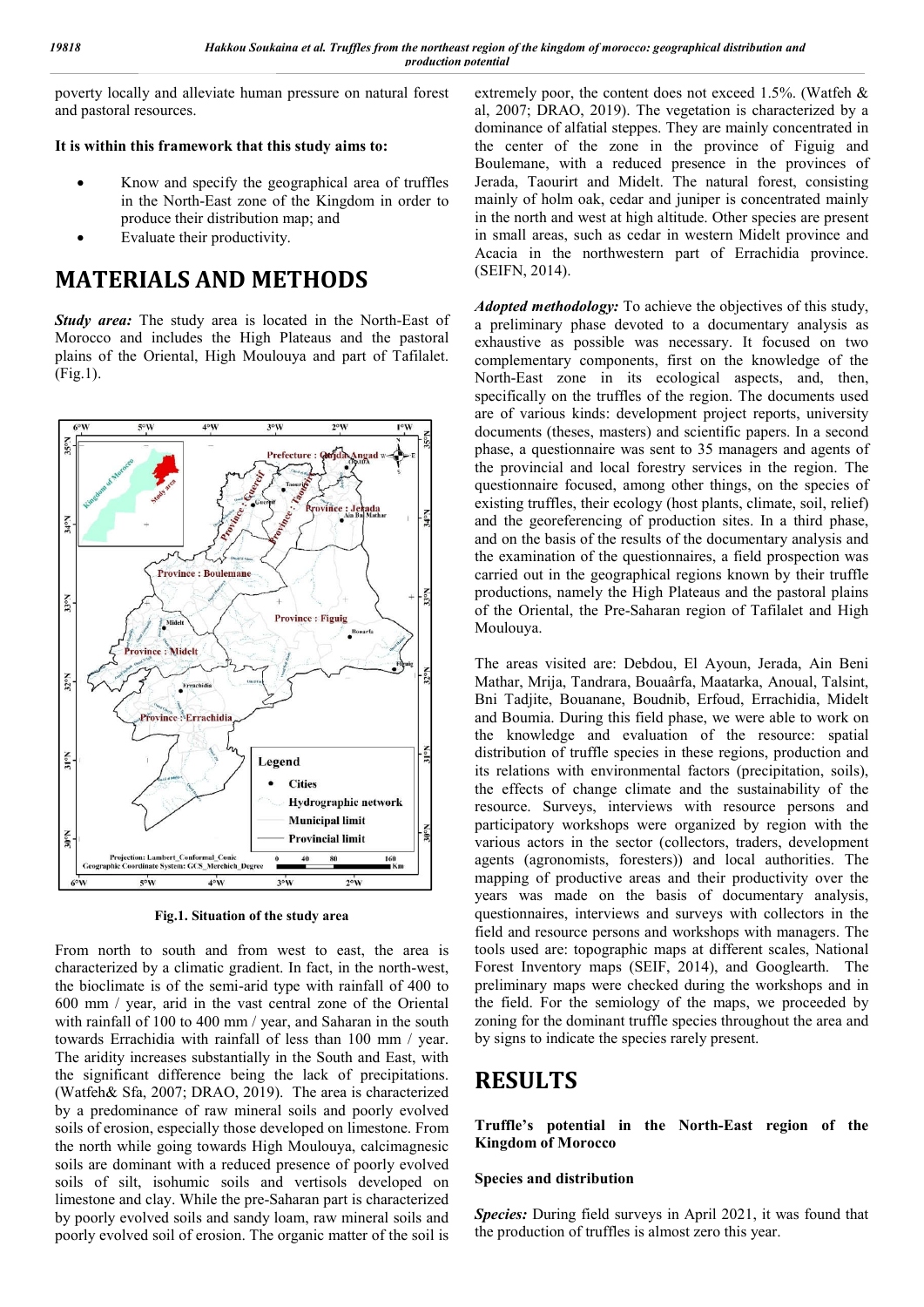poverty locally and alleviate human pressure on natural forest and pastoral resources.

**It is within this framework that this study aims to:**

- Know and specify the geographical area of truffles in the North-East zone of the Kingdom in order to produce their distribution map; and
- Evaluate their productivity.

# MATERIALS AND METHODS

***Study area:*** The study area is located in the North-East of Morocco and includes the High Plateaus and the pastoral plains of the Oriental, High Moulouya and part of Tafilalet. (Fig.1).

**Fig.1. Situation of the study area**

From north to south and from west to east, the area is characterized by a climatic gradient. In fact, in the north-west, the bioclimate is of the semi-arid type with rainfall of 400 to 600 mm / year, arid in the vast central zone of the Oriental with rainfall of 100 to 400 mm / year, and Saharan in the south towards Errachidia with rainfall of less than 100 mm / year. The aridity increases substantially in the South and East, with the significant difference being the lack of precipitations. (Watfeh& Sfa, 2007; DRAO, 2019). The area is characterized by a predominance of raw mineral soils and poorly evolved soils of erosion, especially those developed on limestone. From the north while going towards High Moulouya, calcimagnesic soils are dominant with a reduced presence of poorly evolved soils of silt, isohumic soils and vertisols developed on limestone and clay. While the pre-Saharan part is characterized by poorly evolved soils and sandy loam, raw mineral soils and poorly evolved soil of erosion. The organic matter of the soil is extremely poor, the content does not exceed 1.5%. (Watfeh & al, 2007; DRAO, 2019). The vegetation is characterized by a dominance of alfatial steppes. They are mainly concentrated in the center of the zone in the province of Figuig and Boulemane, with a reduced presence in the provinces of Jerada, Taourirt and Midelt. The natural forest, consisting mainly of holm oak, cedar and juniper is concentrated mainly in the north and west at high altitude. Other species are present in small areas, such as cedar in western Midelt province and Acacia in the northwestern part of Errachidia province. (SEIFN, 2014).

***Adopted methodology:*** To achieve the objectives of this study, a preliminary phase devoted to a documentary analysis as exhaustive as possible was necessary. It focused on two complementary components, first on the knowledge of the North-East zone in its ecological aspects, and, then, specifically on the truffles of the region. The documents used are of various kinds: development project reports, university documents (theses, masters) and scientific papers. In a second phase, a questionnaire was sent to 35 managers and agents of the provincial and local forestry services in the region. The questionnaire focused, among other things, on the species of existing truffles, their ecology (host plants, climate, soil, relief) and the georeferencing of production sites. In a third phase, and on the basis of the results of the documentary analysis and the examination of the questionnaires, a field prospection was carried out in the geographical regions known by their truffle productions, namely the High Plateaus and the pastoral plains of the Oriental, the Pre-Saharan region of Tafilalet and High Moulouya.

The areas visited are: Debdou, El Ayoun, Jerada, Ain Beni Mathar, Mrija, Tandrara, Bouaârfa, Maatarka, Anoual, Talsint, Bni Tadjite, Bouanane, Boudnib, Erfoud, Errachidia, Midelt and Boumia. During this field phase, we were able to work on the knowledge and evaluation of the resource: spatial distribution of truffle species in these regions, production and its relations with environmental factors (precipitation, soils), the effects of change climate and the sustainability of the resource. Surveys, interviews with resource persons and participatory workshops were organized by region with the various actors in the sector (collectors, traders, development agents (agronomists, foresters)) and local authorities. The mapping of productive areas and their productivity over the years was made on the basis of documentary analysis, questionnaires, interviews and surveys with collectors in the field and resource persons and workshops with managers. The tools used are: topographic maps at different scales, National Forest Inventory maps (SEIF, 2014), and Googlearth. The preliminary maps were checked during the workshops and in the field. For the semiology of the maps, we proceeded by zoning for the dominant truffle species throughout the area and by signs to indicate the species rarely present.

# RESULTS

**Truffle's potential in the North-East region of the Kingdom of Morocco**

**Species and distribution**

***Species:*** During field surveys in April 2021, it was found that the production of truffles is almost zero this year.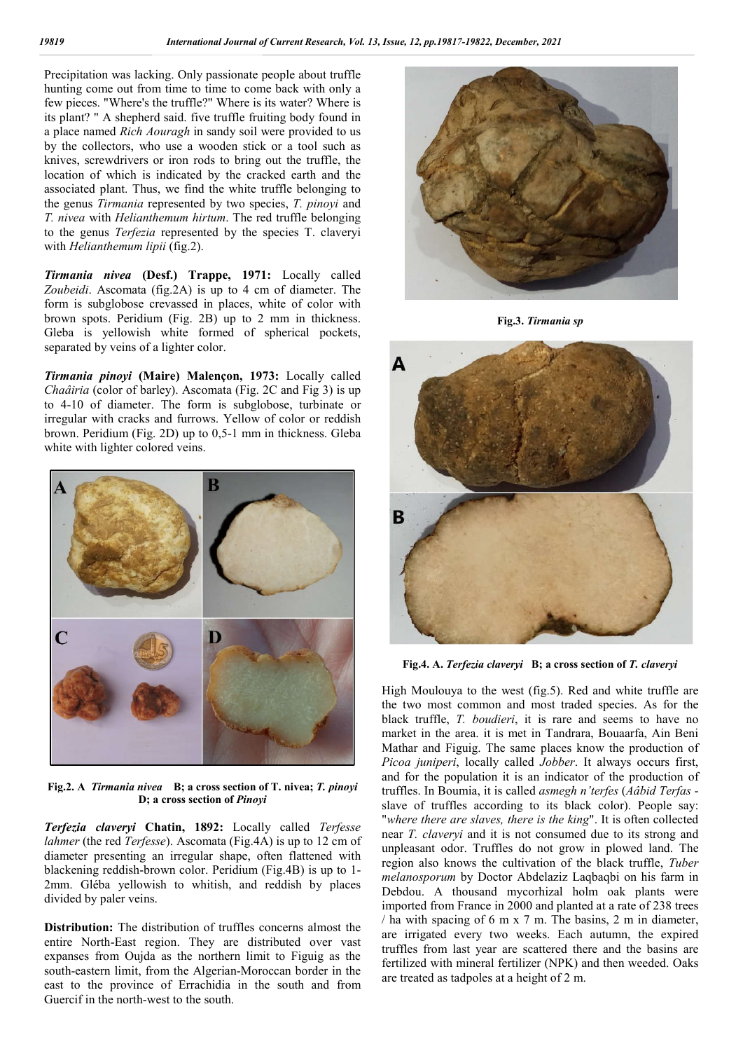Precipitation was lacking. Only passionate people about truffle hunting come out from time to time to come back with only a few pieces. "Where's the truffle?" Where is its water? Where is its plant? " A shepherd said. five truffle fruiting body found in a place named *Rich Aouragh* in sandy soil were provided to us by the collectors, who use a wooden stick or a tool such as knives, screwdrivers or iron rods to bring out the truffle, the location of which is indicated by the cracked earth and the associated plant. Thus, we find the white truffle belonging to the genus *Tirmania* represented by two species, *T. pinoyi* and *T. nivea* with *Helianthemum hirtum*. The red truffle belonging to the genus *Terfezia* represented by the species T. claveryi with *Helianthemum lipii* (fig.2).

***Tirmania nivea* (Desf.) Trappe, 1971:** Locally called *Zoubeidi*. Ascomata (fig.2A) is up to 4 cm of diameter. The form is subglobose crevassed in places, white of color with brown spots. Peridium (Fig. 2B) up to 2 mm in thickness. Gleba is yellowish white formed of spherical pockets, separated by veins of a lighter color.

***Tirmania pinoyi* (Maire) Malençon, 1973:** Locally called *Chaâiria* (color of barley). Ascomata (Fig. 2C and Fig 3) is up to 4-10 of diameter. The form is subglobose, turbinate or irregular with cracks and furrows. Yellow of color or reddish brown. Peridium (Fig. 2D) up to 0,5-1 mm in thickness. Gleba white with lighter colored veins.

**Fig.2. A** *Tirmania nivea* **B; a cross section of T. nivea;** ***T. pinoyi*** **D; a cross section of** ***Pinoyi***

***Terfezia claveryi* Chatin, 1892:** Locally called *Terfesse lahmer* (the red *Terfesse*). Ascomata (Fig.4A) is up to 12 cm of diameter presenting an irregular shape, often flattened with blackening reddish-brown color. Peridium (Fig.4B) is up to 1-2mm. Gléba yellowish to whitish, and reddish by places divided by paler veins.

**Distribution:** The distribution of truffles concerns almost the entire North-East region. They are distributed over vast expanses from Oujda as the northern limit to Figuig as the south-eastern limit, from the Algerian-Moroccan border in the east to the province of Errachidia in the south and from Guercif in the north-west to the south.

**Fig.3.** ***Tirmania sp***

**Fig.4. A.** ***Terfezia claveryi*** **B; a cross section of** ***T. claveryi***

High Moulouya to the west (fig.5). Red and white truffle are the two most common and most traded species. As for the black truffle, *T. boudieri*, it is rare and seems to have no market in the area. it is met in Tandrara, Bouaarfa, Ain Beni Mathar and Figuig. The same places know the production of *Picoa juniperi*, locally called *Jobber*. It always occurs first, and for the population it is an indicator of the production of truffles. In Boumia, it is called *asmegh n'terfes* (*Aâbid Terfas* - slave of truffles according to its black color). People say: "*where there are slaves, there is the king*". It is often collected near *T. claveryi* and it is not consumed due to its strong and unpleasant odor. Truffles do not grow in plowed land. The region also knows the cultivation of the black truffle, *Tuber melanosporum* by Doctor Abdelaziz Laqbaqbi on his farm in Debdou. A thousand mycorhizal holm oak plants were imported from France in 2000 and planted at a rate of 238 trees / ha with spacing of 6 m x 7 m. The basins, 2 m in diameter, are irrigated every two weeks. Each autumn, the expired truffles from last year are scattered there and the basins are fertilized with mineral fertilizer (NPK) and then weeded. Oaks are treated as tadpoles at a height of 2 m.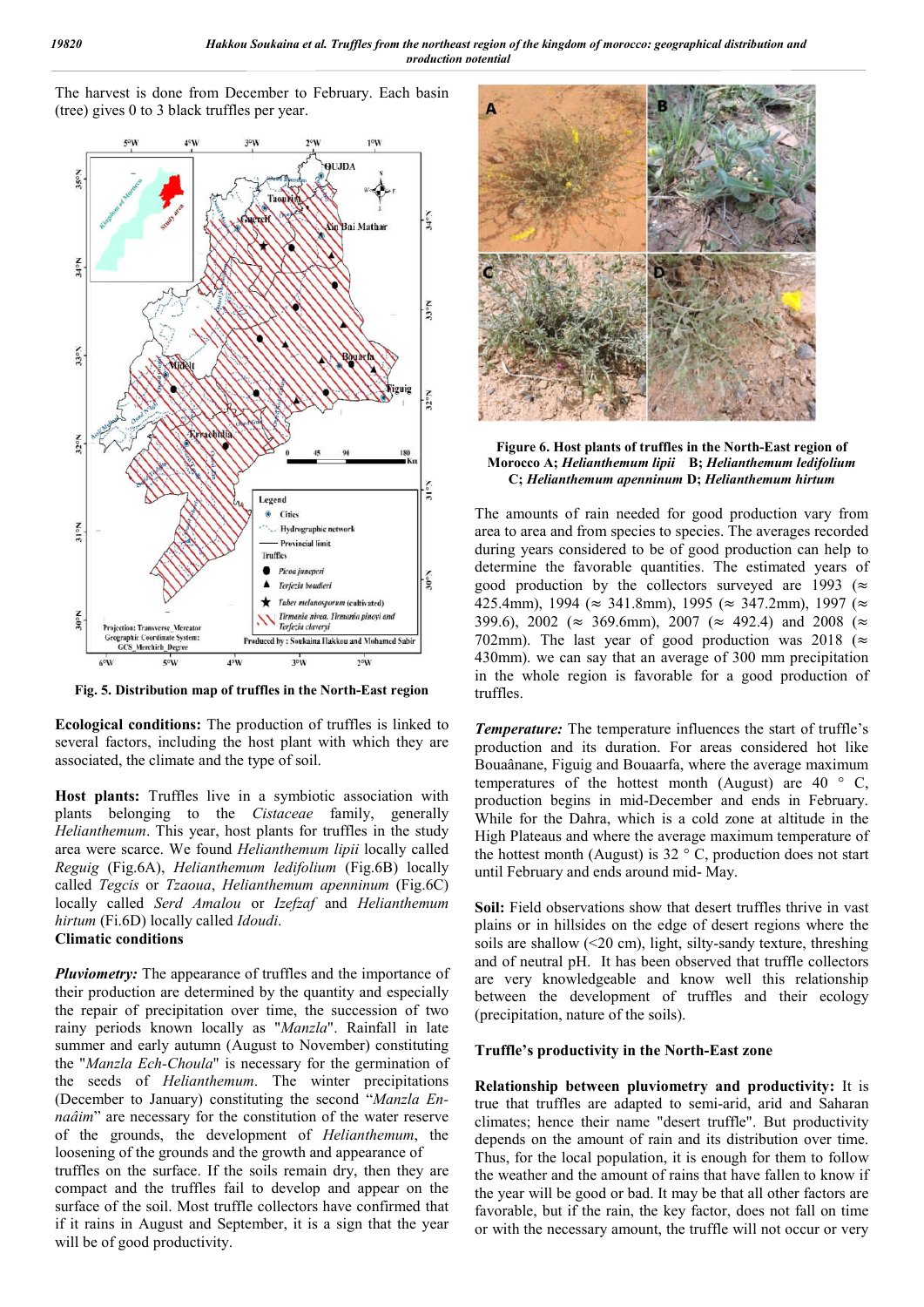The harvest is done from December to February. Each basin (tree) gives 0 to 3 black truffles per year.

**Fig. 5. Distribution map of truffles in the North-East region**

**Ecological conditions:** The production of truffles is linked to several factors, including the host plant with which they are associated, the climate and the type of soil.

**Host plants:** Truffles live in a symbiotic association with plants belonging to the *Cistaceae* family, generally *Helianthemum*. This year, host plants for truffles in the study area were scarce. We found *Helianthemum lipii* locally called *Reguig* (Fig.6A), *Helianthemum ledifolium* (Fig.6B) locally called *Tegcis* or *Tzaoua*, *Helianthemum apenninum* (Fig.6C) locally called *Serd Amalou* or *Izefzaf* and *Helianthemum hirtum* (Fi.6D) locally called *Idoudi*.

**Climatic conditions**

***Pluviometry:*** The appearance of truffles and the importance of their production are determined by the quantity and especially the repair of precipitation over time, the succession of two rainy periods known locally as "*Manzla*". Rainfall in late summer and early autumn (August to November) constituting the "*Manzla Ech-Choula*" is necessary for the germination of the seeds of *Helianthemum*. The winter precipitations (December to January) constituting the second "*Manzla En-naâim*" are necessary for the constitution of the water reserve of the grounds, the development of *Helianthemum*, the loosening of the grounds and the growth and appearance of truffles on the surface. If the soils remain dry, then they are compact and the truffles fail to develop and appear on the surface of the soil. Most truffle collectors have confirmed that if it rains in August and September, it is a sign that the year will be of good productivity.

**Figure 6. Host plants of truffles in the North-East region of Morocco A; *Helianthemum lipii* B; *Helianthemum ledifolium* C; *Helianthemum apenninum* D; *Helianthemum hirtum***

The amounts of rain needed for good production vary from area to area and from species to species. The averages recorded during years considered to be of good production can help to determine the favorable quantities. The estimated years of good production by the collectors surveyed are 1993 (≈ 425.4mm), 1994 (≈ 341.8mm), 1995 (≈ 347.2mm), 1997 (≈ 399.6), 2002 (≈ 369.6mm), 2007 (≈ 492.4) and 2008 (≈ 702mm). The last year of good production was 2018 (≈ 430mm). we can say that an average of 300 mm precipitation in the whole region is favorable for a good production of truffles.

***Temperature:*** The temperature influences the start of truffle's production and its duration. For areas considered hot like Bouaânane, Figuig and Bouaarfa, where the average maximum temperatures of the hottest month (August) are 40 ° C, production begins in mid-December and ends in February. While for the Dahra, which is a cold zone at altitude in the High Plateaus and where the average maximum temperature of the hottest month (August) is 32 ° C, production does not start until February and ends around mid- May.

**Soil:** Field observations show that desert truffles thrive in vast plains or in hillsides on the edge of desert regions where the soils are shallow (<20 cm), light, silty-sandy texture, threshing and of neutral pH. It has been observed that truffle collectors are very knowledgeable and know well this relationship between the development of truffles and their ecology (precipitation, nature of the soils).

### Truffle's productivity in the North-East zone

**Relationship between pluviometry and productivity:** It is true that truffles are adapted to semi-arid, arid and Saharan climates; hence their name "desert truffle". But productivity depends on the amount of rain and its distribution over time. Thus, for the local population, it is enough for them to follow the weather and the amount of rains that have fallen to know if the year will be good or bad. It may be that all other factors are favorable, but if the rain, the key factor, does not fall on time or with the necessary amount, the truffle will not occur or very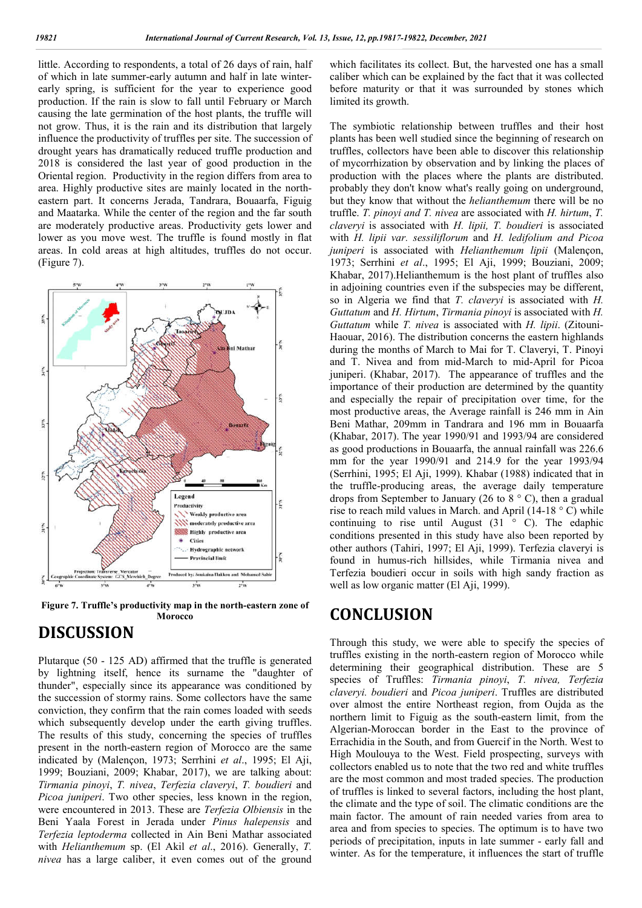little. According to respondents, a total of 26 days of rain, half of which in late summer-early autumn and half in late winter-early spring, is sufficient for the year to experience good production. If the rain is slow to fall until February or March causing the late germination of the host plants, the truffle will not grow. Thus, it is the rain and its distribution that largely influence the productivity of truffles per site. The succession of drought years has dramatically reduced truffle production and 2018 is considered the last year of good production in the Oriental region. Productivity in the region differs from area to area. Highly productive sites are mainly located in the north-eastern part. It concerns Jerada, Tandrara, Bouaarfa, Figuig and Maatarka. While the center of the region and the far south are moderately productive areas. Productivity gets lower and lower as you move west. The truffle is found mostly in flat areas. In cold areas at high altitudes, truffles do not occur. (Figure 7).

**Figure 7. Truffle's productivity map in the north-eastern zone of Morocco**

# DISCUSSION

Plutarque (50 - 125 AD) affirmed that the truffle is generated by lightning itself, hence its surname the "daughter of thunder", especially since its appearance was conditioned by the succession of stormy rains. Some collectors have the same conviction, they confirm that the rain comes loaded with seeds which subsequently develop under the earth giving truffles. The results of this study, concerning the species of truffles present in the north-eastern region of Morocco are the same indicated by (Malençon, 1973; Serrhini *et al*., 1995; El Aji, 1999; Bouziani, 2009; Khabar, 2017), we are talking about: *Tirmania pinoyi*, *T. nivea*, *Terfezia claveryi*, *T. boudieri* and *Picoa juniperi*. Two other species, less known in the region, were encountered in 2013. These are *Terfezia Olbiensis* in the Beni Yaala Forest in Jerada under *Pinus halepensis* and *Terfezia leptoderma* collected in Ain Beni Mathar associated with *Helianthemum* sp. (El Akil *et al*., 2016). Generally, *T. nivea* has a large caliber, it even comes out of the ground which facilitates its collect. But, the harvested one has a small caliber which can be explained by the fact that it was collected before maturity or that it was surrounded by stones which limited its growth.

The symbiotic relationship between truffles and their host plants has been well studied since the beginning of research on truffles, collectors have been able to discover this relationship of mycorrhization by observation and by linking the places of production with the places where the plants are distributed. probably they don't know what's really going on underground, but they know that without the *helianthemum* there will be no truffle. *T. pinoyi and T. nivea* are associated with *H. hirtum*, *T. claveryi* is associated with *H. lipii, T. boudieri* is associated with *H. lipii var. sessiliflorum* and *H. ledifolium and Picoa juniperi* is associated with *Helianthemum lipii* (Malençon, 1973; Serrhini *et al*., 1995; El Aji, 1999; Bouziani, 2009; Khabar, 2017).Helianthemum is the host plant of truffles also in adjoining countries even if the subspecies may be different, so in Algeria we find that *T. claveryi* is associated with *H. Guttatum* and *H. Hirtum*, *Tirmania pinoyi* is associated with *H. Guttatum* while *T. nivea* is associated with *H. lipii*. (Zitouni-Haouar, 2016). The distribution concerns the eastern highlands during the months of March to Mai for T. Claveryi, T. Pinoyi and T. Nivea and from mid-March to mid-April for Picoa juniperi. (Khabar, 2017). The appearance of truffles and the importance of their production are determined by the quantity and especially the repair of precipitation over time, for the most productive areas, the Average rainfall is 246 mm in Ain Beni Mathar, 209mm in Tandrara and 196 mm in Bouaarfa (Khabar, 2017). The year 1990/91 and 1993/94 are considered as good productions in Bouaarfa, the annual rainfall was 226.6 mm for the year 1990/91 and 214.9 for the year 1993/94 (Serrhini, 1995; El Aji, 1999). Khabar (1988) indicated that in the truffle-producing areas, the average daily temperature drops from September to January (26 to 8 ° C), then a gradual rise to reach mild values in March. and April (14-18 ° C) while continuing to rise until August (31 ° C). The edaphic conditions presented in this study have also been reported by other authors (Tahiri, 1997; El Aji, 1999). Terfezia claveryi is found in humus-rich hillsides, while Tirmania nivea and Terfezia boudieri occur in soils with high sandy fraction as well as low organic matter (El Aji, 1999).

# CONCLUSION

Through this study, we were able to specify the species of truffles existing in the north-eastern region of Morocco while determining their geographical distribution. These are 5 species of Truffles: *Tirmania pinoyi*, *T. nivea, Terfezia claveryi. boudieri* and *Picoa juniperi*. Truffles are distributed over almost the entire Northeast region, from Oujda as the northern limit to Figuig as the south-eastern limit, from the Algerian-Moroccan border in the East to the province of Errachidia in the South, and from Guercif in the North. West to High Moulouya to the West. Field prospecting, surveys with collectors enabled us to note that the two red and white truffles are the most common and most traded species. The production of truffles is linked to several factors, including the host plant, the climate and the type of soil. The climatic conditions are the main factor. The amount of rain needed varies from area to area and from species to species. The optimum is to have two periods of precipitation, inputs in late summer - early fall and winter. As for the temperature, it influences the start of truffle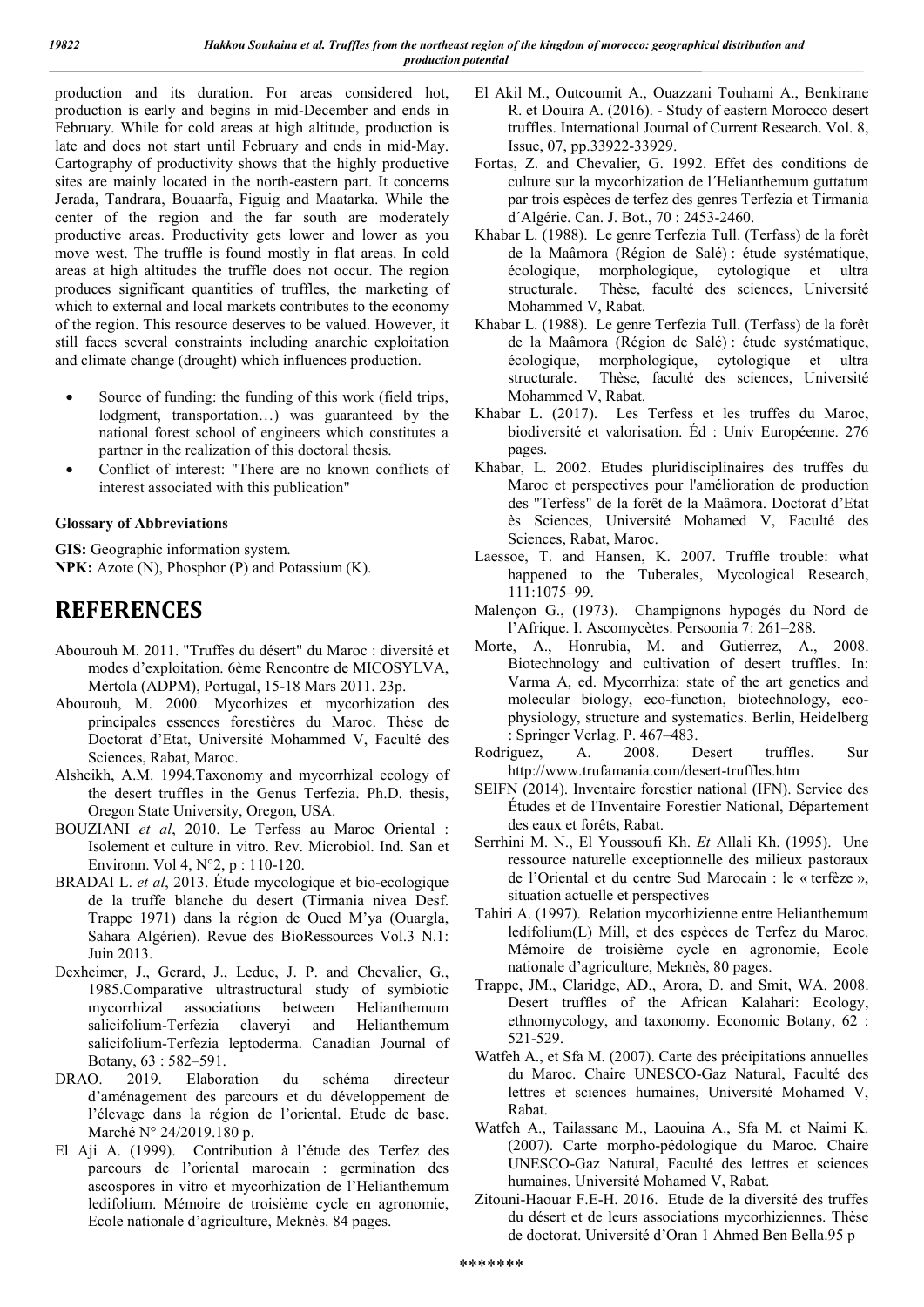production and its duration. For areas considered hot, production is early and begins in mid-December and ends in February. While for cold areas at high altitude, production is late and does not start until February and ends in mid-May. Cartography of productivity shows that the highly productive sites are mainly located in the north-eastern part. It concerns Jerada, Tandrara, Bouaarfa, Figuig and Maatarka. While the center of the region and the far south are moderately productive areas. Productivity gets lower and lower as you move west. The truffle is found mostly in flat areas. In cold areas at high altitudes the truffle does not occur. The region produces significant quantities of truffles, the marketing of which to external and local markets contributes to the economy of the region. This resource deserves to be valued. However, it still faces several constraints including anarchic exploitation and climate change (drought) which influences production.

- Source of funding: the funding of this work (field trips, lodgment, transportation…) was guaranteed by the national forest school of engineers which constitutes a partner in the realization of this doctoral thesis.
- Conflict of interest: "There are no known conflicts of interest associated with this publication"

**Glossary of Abbreviations**

**GIS:** Geographic information system.
**NPK:** Azote (N), Phosphor (P) and Potassium (K).

# REFERENCES

Abourouh M. 2011. "Truffes du désert" du Maroc : diversité et modes d'exploitation. 6ème Rencontre de MICOSYLVA, Mértola (ADPM), Portugal, 15-18 Mars 2011. 23p.

Abourouh, M. 2000. Mycorhizes et mycorhization des principales essences forestières du Maroc. Thèse de Doctorat d'Etat, Université Mohammed V, Faculté des Sciences, Rabat, Maroc.

Alsheikh, A.M. 1994.Taxonomy and mycorrhizal ecology of the desert truffles in the Genus Terfezia. Ph.D. thesis, Oregon State University, Oregon, USA.

BOUZIANI *et al*, 2010. Le Terfess au Maroc Oriental : Isolement et culture in vitro. Rev. Microbiol. Ind. San et Environn. Vol 4, N°2, p : 110-120.

BRADAI L. *et al*, 2013. Étude mycologique et bio-ecologique de la truffe blanche du desert (Tirmania nivea Desf. Trappe 1971) dans la région de Oued M'ya (Ouargla, Sahara Algérien). Revue des BioRessources Vol.3 N.1: Juin 2013.

Dexheimer, J., Gerard, J., Leduc, J. P. and Chevalier, G., 1985.Comparative ultrastructural study of symbiotic mycorrhizal associations between Helianthemum salicifolium-Terfezia claveryi and Helianthemum salicifolium-Terfezia leptoderma. Canadian Journal of Botany, 63 : 582–591.

DRAO. 2019. Elaboration du schéma directeur d'aménagement des parcours et du développement de l'élevage dans la région de l'oriental. Etude de base. Marché N° 24/2019.180 p.

El Aji A. (1999). Contribution à l'étude des Terfez des parcours de l'oriental marocain : germination des ascospores in vitro et mycorhization de l'Helianthemum ledifolium. Mémoire de troisième cycle en agronomie, Ecole nationale d'agriculture, Meknès. 84 pages.

El Akil M., Outcoumit A., Ouazzani Touhami A., Benkirane R. et Douira A. (2016). - Study of eastern Morocco desert truffles. International Journal of Current Research. Vol. 8, Issue, 07, pp.33922-33929.

Fortas, Z. and Chevalier, G. 1992. Effet des conditions de culture sur la mycorhization de l´Helianthemum guttatum par trois espèces de terfez des genres Terfezia et Tirmania d´Algérie. Can. J. Bot., 70 : 2453-2460.

Khabar L. (1988). Le genre Terfezia Tull. (Terfass) de la forêt de la Maâmora (Région de Salé) : étude systématique, écologique, morphologique, cytologique et ultra structurale. Thèse, faculté des sciences, Université Mohammed V, Rabat.

Khabar L. (1988). Le genre Terfezia Tull. (Terfass) de la forêt de la Maâmora (Région de Salé) : étude systématique, écologique, morphologique, cytologique et ultra structurale. Thèse, faculté des sciences, Université Mohammed V, Rabat.

Khabar L. (2017). Les Terfess et les truffes du Maroc, biodiversité et valorisation. Éd : Univ Européenne. 276 pages.

Khabar, L. 2002. Etudes pluridisciplinaires des truffes du Maroc et perspectives pour l'amélioration de production des "Terfess" de la forêt de la Maâmora. Doctorat d'Etat ès Sciences, Université Mohamed V, Faculté des Sciences, Rabat, Maroc.

Laessoe, T. and Hansen, K. 2007. Truffle trouble: what happened to the Tuberales, Mycological Research, 111:1075–99.

Malençon G., (1973). Champignons hypogés du Nord de l'Afrique. I. Ascomycètes. Persoonia 7: 261–288.

Morte, A., Honrubia, M. and Gutierrez, A., 2008. Biotechnology and cultivation of desert truffles. In: Varma A, ed. Mycorrhiza: state of the art genetics and molecular biology, eco-function, biotechnology, eco-physiology, structure and systematics. Berlin, Heidelberg : Springer Verlag. P. 467–483.

Rodriguez, A. 2008. Desert truffles. Sur http://www.trufamania.com/desert-truffles.htm

SEIFN (2014). Inventaire forestier national (IFN). Service des Études et de l'Inventaire Forestier National, Département des eaux et forêts, Rabat.

Serrhini M. N., El Youssoufi Kh. *Et* Allali Kh. (1995). Une ressource naturelle exceptionnelle des milieux pastoraux de l'Oriental et du centre Sud Marocain : le « terfèze », situation actuelle et perspectives

Tahiri A. (1997). Relation mycorhizienne entre Helianthemum ledifolium(L) Mill, et des espèces de Terfez du Maroc. Mémoire de troisième cycle en agronomie, Ecole nationale d'agriculture, Meknès, 80 pages.

Trappe, JM., Claridge, AD., Arora, D. and Smit, WA. 2008. Desert truffles of the African Kalahari: Ecology, ethnomycology, and taxonomy. Economic Botany, 62 : 521-529.

Watfeh A., et Sfa M. (2007). Carte des précipitations annuelles du Maroc. Chaire UNESCO-Gaz Natural, Faculté des lettres et sciences humaines, Université Mohamed V, Rabat.

Watfeh A., Tailassane M., Laouina A., Sfa M. et Naimi K. (2007). Carte morpho-pédologique du Maroc. Chaire UNESCO-Gaz Natural, Faculté des lettres et sciences humaines, Université Mohamed V, Rabat.

Zitouni-Haouar F.E-H. 2016. Etude de la diversité des truffes du désert et de leurs associations mycorhiziennes. Thèse de doctorat. Université d'Oran 1 Ahmed Ben Bella.95 p

\*\*\*\*\*\*\*